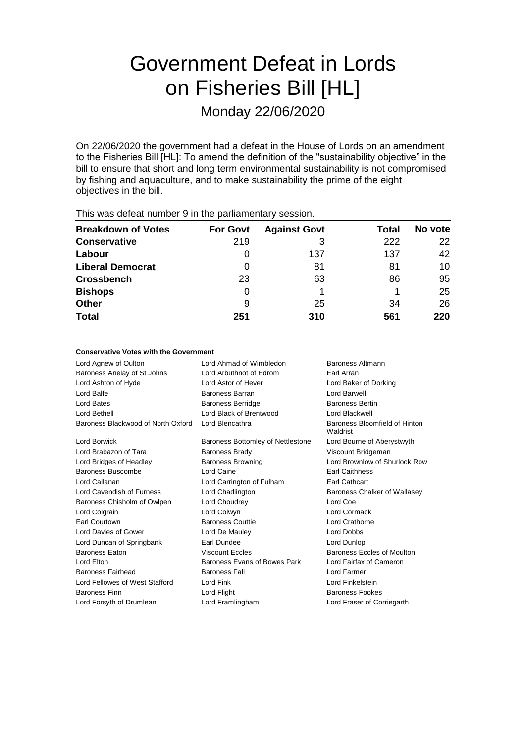# Government Defeat in Lords on Fisheries Bill [HL]

Monday 22/06/2020

On 22/06/2020 the government had a defeat in the House of Lords on an amendment to the Fisheries Bill [HL]: To amend the definition of the "sustainability objective" in the bill to ensure that short and long term environmental sustainability is not compromised by fishing and aquaculture, and to make sustainability the prime of the eight objectives in the bill.

This was defeat number 9 in the parliamentary session.

| Breakdown of Votes | For Govt | Against Govt | Total | No vote |
|---|---|---|---|---|
| **Conservative** | 219 | 3 | 222 | 22 |
| **Labour** | 0 | 137 | 137 | 42 |
| **Liberal Democrat** | 0 | 81 | 81 | 10 |
| **Crossbench** | 23 | 63 | 86 | 95 |
| **Bishops** | 0 | 1 | 1 | 25 |
| **Other** | 9 | 25 | 34 | 26 |
| **Total** | **251** | **310** | **561** | **220** |

**Conservative Votes with the Government**

| | | |
|---|---|---|
| Lord Agnew of Oulton | Lord Ahmad of Wimbledon | Baroness Altmann |
| Baroness Anelay of St Johns | Lord Arbuthnot of Edrom | Earl Arran |
| Lord Ashton of Hyde | Lord Astor of Hever | Lord Baker of Dorking |
| Lord Balfe | Baroness Barran | Lord Barwell |
| Lord Bates | Baroness Berridge | Baroness Bertin |
| Lord Bethell | Lord Black of Brentwood | Lord Blackwell |
| Baroness Blackwood of North Oxford | Lord Blencathra | Baroness Bloomfield of Hinton Waldrist |
| Lord Borwick | Baroness Bottomley of Nettlestone | Lord Bourne of Aberystwyth |
| Lord Brabazon of Tara | Baroness Brady | Viscount Bridgeman |
| Lord Bridges of Headley | Baroness Browning | Lord Brownlow of Shurlock Row |
| Baroness Buscombe | Lord Caine | Earl Caithness |
| Lord Callanan | Lord Carrington of Fulham | Earl Cathcart |
| Lord Cavendish of Furness | Lord Chadlington | Baroness Chalker of Wallasey |
| Baroness Chisholm of Owlpen | Lord Choudrey | Lord Coe |
| Lord Colgrain | Lord Colwyn | Lord Cormack |
| Earl Courtown | Baroness Couttie | Lord Crathorne |
| Lord Davies of Gower | Lord De Mauley | Lord Dobbs |
| Lord Duncan of Springbank | Earl Dundee | Lord Dunlop |
| Baroness Eaton | Viscount Eccles | Baroness Eccles of Moulton |
| Lord Elton | Baroness Evans of Bowes Park | Lord Fairfax of Cameron |
| Baroness Fairhead | Baroness Fall | Lord Farmer |
| Lord Fellowes of West Stafford | Lord Fink | Lord Finkelstein |
| Baroness Finn | Lord Flight | Baroness Fookes |
| Lord Forsyth of Drumlean | Lord Framlingham | Lord Fraser of Corriegarth |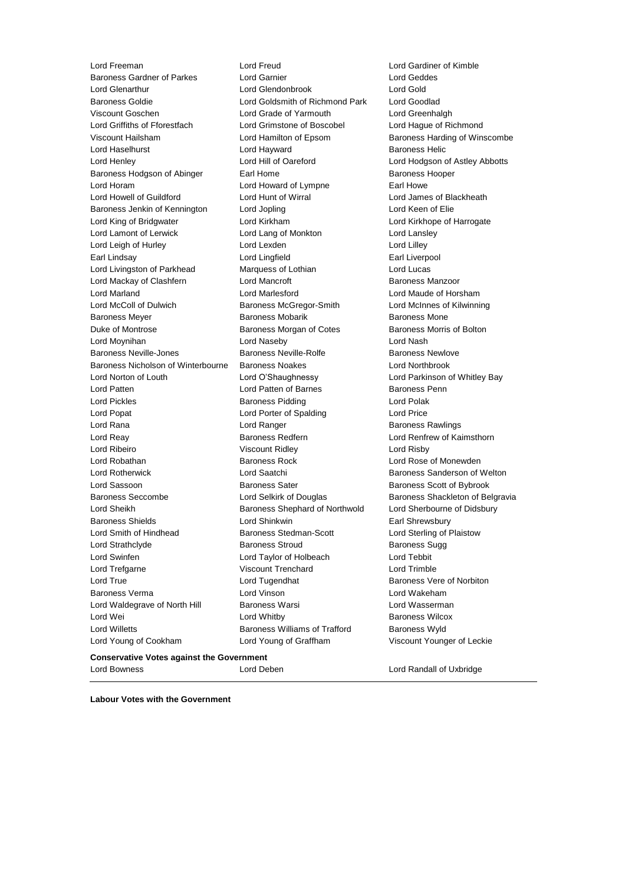Lord Freeman | Lord Freud | Lord Gardiner of Kimble
Baroness Gardner of Parkes | Lord Garnier | Lord Geddes
Lord Glenarthur | Lord Glendonbrook | Lord Gold
Baroness Goldie | Lord Goldsmith of Richmond Park | Lord Goodlad
Viscount Goschen | Lord Grade of Yarmouth | Lord Greenhalgh
Lord Griffiths of Fforestfach | Lord Grimstone of Boscobel | Lord Hague of Richmond
Viscount Hailsham | Lord Hamilton of Epsom | Baroness Harding of Winscombe
Lord Haselhurst | Lord Hayward | Baroness Helic
Lord Henley | Lord Hill of Oareford | Lord Hodgson of Astley Abbotts
Baroness Hodgson of Abinger | Earl Home | Baroness Hooper
Lord Horam | Lord Howard of Lympne | Earl Howe
Lord Howell of Guildford | Lord Hunt of Wirral | Lord James of Blackheath
Baroness Jenkin of Kennington | Lord Jopling | Lord Keen of Elie
Lord King of Bridgwater | Lord Kirkham | Lord Kirkhope of Harrogate
Lord Lamont of Lerwick | Lord Lang of Monkton | Lord Lansley
Lord Leigh of Hurley | Lord Lexden | Lord Lilley
Earl Lindsay | Lord Lingfield | Earl Liverpool
Lord Livingston of Parkhead | Marquess of Lothian | Lord Lucas
Lord Mackay of Clashfern | Lord Mancroft | Baroness Manzoor
Lord Marland | Lord Marlesford | Lord Maude of Horsham
Lord McColl of Dulwich | Baroness McGregor-Smith | Lord McInnes of Kilwinning
Baroness Meyer | Baroness Mobarik | Baroness Mone
Duke of Montrose | Baroness Morgan of Cotes | Baroness Morris of Bolton
Lord Moynihan | Lord Naseby | Lord Nash
Baroness Neville-Jones | Baroness Neville-Rolfe | Baroness Newlove
Baroness Nicholson of Winterbourne | Baroness Noakes | Lord Northbrook
Lord Norton of Louth | Lord O'Shaughnessy | Lord Parkinson of Whitley Bay
Lord Patten | Lord Patten of Barnes | Baroness Penn
Lord Pickles | Baroness Pidding | Lord Polak
Lord Popat | Lord Porter of Spalding | Lord Price
Lord Rana | Lord Ranger | Baroness Rawlings
Lord Reay | Baroness Redfern | Lord Renfrew of Kaimsthorn
Lord Ribeiro | Viscount Ridley | Lord Risby
Lord Robathan | Baroness Rock | Lord Rose of Monewden
Lord Rotherwick | Lord Saatchi | Baroness Sanderson of Welton
Lord Sassoon | Baroness Sater | Baroness Scott of Bybrook
Baroness Seccombe | Lord Selkirk of Douglas | Baroness Shackleton of Belgravia
Lord Sheikh | Baroness Shephard of Northwold | Lord Sherbourne of Didsbury
Baroness Shields | Lord Shinkwin | Earl Shrewsbury
Lord Smith of Hindhead | Baroness Stedman-Scott | Lord Sterling of Plaistow
Lord Strathclyde | Baroness Stroud | Baroness Sugg
Lord Swinfen | Lord Taylor of Holbeach | Lord Tebbit
Lord Trefgarne | Viscount Trenchard | Lord Trimble
Lord True | Lord Tugendhat | Baroness Vere of Norbiton
Baroness Verma | Lord Vinson | Lord Wakeham
Lord Waldegrave of North Hill | Baroness Warsi | Lord Wasserman
Lord Wei | Lord Whitby | Baroness Wilcox
Lord Willetts | Baroness Williams of Trafford | Baroness Wyld
Lord Young of Cookham | Lord Young of Graffham | Viscount Younger of Leckie

**Conservative Votes against the Government**

Lord Bowness | Lord Deben | Lord Randall of Uxbridge

---

**Labour Votes with the Government**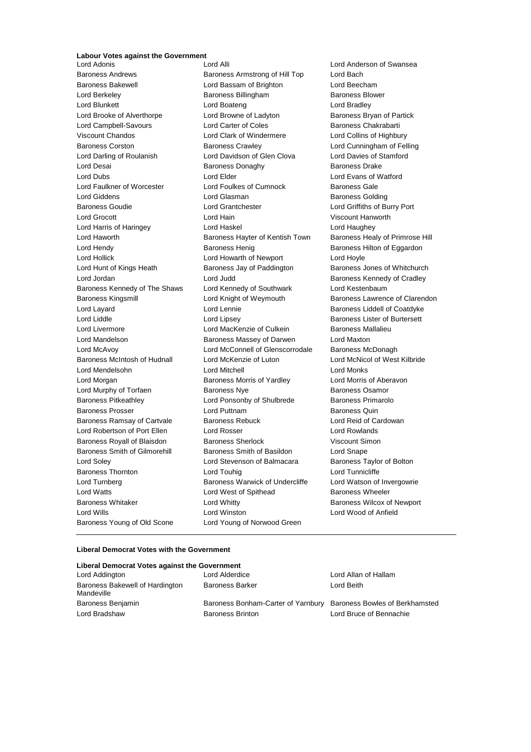**Labour Votes against the Government**

Lord Adonis
Lord Alli
Lord Anderson of Swansea
Baroness Andrews
Baroness Armstrong of Hill Top
Lord Bach
Baroness Bakewell
Lord Bassam of Brighton
Lord Beecham
Lord Berkeley
Baroness Billingham
Baroness Blower
Lord Blunkett
Lord Boateng
Lord Bradley
Lord Brooke of Alverthorpe
Lord Browne of Ladyton
Baroness Bryan of Partick
Lord Campbell-Savours
Lord Carter of Coles
Baroness Chakrabarti
Viscount Chandos
Lord Clark of Windermere
Lord Collins of Highbury
Baroness Corston
Baroness Crawley
Lord Cunningham of Felling
Lord Darling of Roulanish
Lord Davidson of Glen Clova
Lord Davies of Stamford
Lord Desai
Baroness Donaghy
Baroness Drake
Lord Dubs
Lord Elder
Lord Evans of Watford
Lord Faulkner of Worcester
Lord Foulkes of Cumnock
Baroness Gale
Lord Giddens
Lord Glasman
Baroness Golding
Baroness Goudie
Lord Grantchester
Lord Griffiths of Burry Port
Lord Grocott
Lord Hain
Viscount Hanworth
Lord Harris of Haringey
Lord Haskel
Lord Haughey
Lord Haworth
Baroness Hayter of Kentish Town
Baroness Healy of Primrose Hill
Lord Hendy
Baroness Henig
Baroness Hilton of Eggardon
Lord Hollick
Lord Howarth of Newport
Lord Hoyle
Lord Hunt of Kings Heath
Baroness Jay of Paddington
Baroness Jones of Whitchurch
Lord Jordan
Lord Judd
Baroness Kennedy of Cradley
Baroness Kennedy of The Shaws
Lord Kennedy of Southwark
Lord Kestenbaum
Baroness Kingsmill
Lord Knight of Weymouth
Baroness Lawrence of Clarendon
Lord Layard
Lord Lennie
Baroness Liddell of Coatdyke
Lord Liddle
Lord Lipsey
Baroness Lister of Burtersett
Lord Livermore
Lord MacKenzie of Culkein
Baroness Mallalieu
Lord Mandelson
Baroness Massey of Darwen
Lord Maxton
Lord McAvoy
Lord McConnell of Glenscorrodale
Baroness McDonagh
Baroness McIntosh of Hudnall
Lord McKenzie of Luton
Lord McNicol of West Kilbride
Lord Mendelsohn
Lord Mitchell
Lord Monks
Lord Morgan
Baroness Morris of Yardley
Lord Morris of Aberavon
Lord Murphy of Torfaen
Baroness Nye
Baroness Osamor
Baroness Pitkeathley
Lord Ponsonby of Shulbrede
Baroness Primarolo
Baroness Prosser
Lord Puttnam
Baroness Quin
Baroness Ramsay of Cartvale
Baroness Rebuck
Lord Reid of Cardowan
Lord Robertson of Port Ellen
Lord Rosser
Lord Rowlands
Baroness Royall of Blaisdon
Baroness Sherlock
Viscount Simon
Baroness Smith of Gilmorehill
Baroness Smith of Basildon
Lord Snape
Lord Soley
Lord Stevenson of Balmacara
Baroness Taylor of Bolton
Baroness Thornton
Lord Touhig
Lord Tunnicliffe
Lord Turnberg
Baroness Warwick of Undercliffe
Lord Watson of Invergowrie
Lord Watts
Lord West of Spithead
Baroness Wheeler
Baroness Whitaker
Lord Whitty
Baroness Wilcox of Newport
Lord Wills
Lord Winston
Lord Wood of Anfield
Baroness Young of Old Scone
Lord Young of Norwood Green

---

**Liberal Democrat Votes with the Government**

**Liberal Democrat Votes against the Government**

Lord Addington
Lord Alderdice
Lord Allan of Hallam
Baroness Bakewell of Hardington Mandeville
Baroness Barker
Lord Beith
Baroness Benjamin
Baroness Bonham-Carter of Yarnbury
Baroness Bowles of Berkhamsted
Lord Bradshaw
Baroness Brinton
Lord Bruce of Bennachie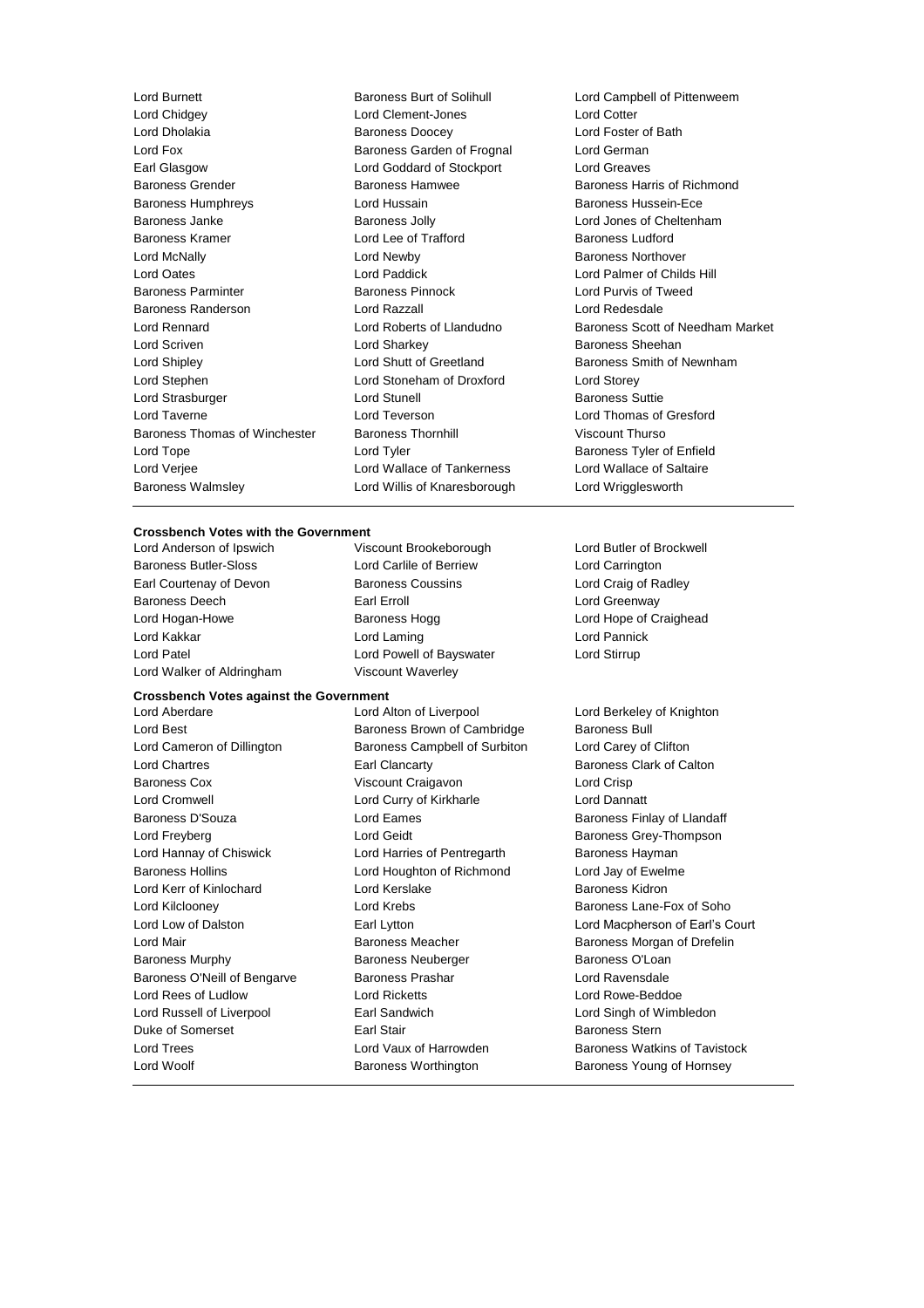Lord Burnett
Baroness Burt of Solihull
Lord Campbell of Pittenweem
Lord Chidgey
Lord Clement-Jones
Lord Cotter
Lord Dholakia
Baroness Doocey
Lord Foster of Bath
Lord Fox
Baroness Garden of Frognal
Lord German
Earl Glasgow
Lord Goddard of Stockport
Lord Greaves
Baroness Grender
Baroness Hamwee
Baroness Harris of Richmond
Baroness Humphreys
Lord Hussain
Baroness Hussein-Ece
Baroness Janke
Baroness Jolly
Lord Jones of Cheltenham
Baroness Kramer
Lord Lee of Trafford
Baroness Ludford
Lord McNally
Lord Newby
Baroness Northover
Lord Oates
Lord Paddick
Lord Palmer of Childs Hill
Baroness Parminter
Baroness Pinnock
Lord Purvis of Tweed
Baroness Randerson
Lord Razzall
Lord Redesdale
Lord Rennard
Lord Roberts of Llandudno
Baroness Scott of Needham Market
Lord Scriven
Lord Sharkey
Baroness Sheehan
Lord Shipley
Lord Shutt of Greetland
Baroness Smith of Newnham
Lord Stephen
Lord Stoneham of Droxford
Lord Storey
Lord Strasburger
Lord Stunell
Baroness Suttie
Lord Taverne
Lord Teverson
Lord Thomas of Gresford
Baroness Thomas of Winchester
Baroness Thornhill
Viscount Thurso
Lord Tope
Lord Tyler
Baroness Tyler of Enfield
Lord Verjee
Lord Wallace of Tankerness
Lord Wallace of Saltaire
Baroness Walmsley
Lord Willis of Knaresborough
Lord Wrigglesworth

**Crossbench Votes with the Government**

Lord Anderson of Ipswich
Viscount Brookeborough
Lord Butler of Brockwell
Baroness Butler-Sloss
Lord Carlile of Berriew
Lord Carrington
Earl Courtenay of Devon
Baroness Coussins
Lord Craig of Radley
Baroness Deech
Earl Erroll
Lord Greenway
Lord Hogan-Howe
Baroness Hogg
Lord Hope of Craighead
Lord Kakkar
Lord Laming
Lord Pannick
Lord Patel
Lord Powell of Bayswater
Lord Stirrup
Lord Walker of Aldringham
Viscount Waverley

**Crossbench Votes against the Government**

Lord Aberdare
Lord Alton of Liverpool
Lord Berkeley of Knighton
Lord Best
Baroness Brown of Cambridge
Baroness Bull
Lord Cameron of Dillington
Baroness Campbell of Surbiton
Lord Carey of Clifton
Lord Chartres
Earl Clancarty
Baroness Clark of Calton
Baroness Cox
Viscount Craigavon
Lord Crisp
Lord Cromwell
Lord Curry of Kirkharle
Lord Dannatt
Baroness D'Souza
Lord Eames
Baroness Finlay of Llandaff
Lord Freyberg
Lord Geidt
Baroness Grey-Thompson
Lord Hannay of Chiswick
Lord Harries of Pentregarth
Baroness Hayman
Baroness Hollins
Lord Houghton of Richmond
Lord Jay of Ewelme
Lord Kerr of Kinlochard
Lord Kerslake
Baroness Kidron
Lord Kilclooney
Lord Krebs
Baroness Lane-Fox of Soho
Lord Low of Dalston
Earl Lytton
Lord Macpherson of Earl's Court
Lord Mair
Baroness Meacher
Baroness Morgan of Drefelin
Baroness Murphy
Baroness Neuberger
Baroness O'Loan
Baroness O'Neill of Bengarve
Baroness Prashar
Lord Ravensdale
Lord Rees of Ludlow
Lord Ricketts
Lord Rowe-Beddoe
Lord Russell of Liverpool
Earl Sandwich
Lord Singh of Wimbledon
Duke of Somerset
Earl Stair
Baroness Stern
Lord Trees
Lord Vaux of Harrowden
Baroness Watkins of Tavistock
Lord Woolf
Baroness Worthington
Baroness Young of Hornsey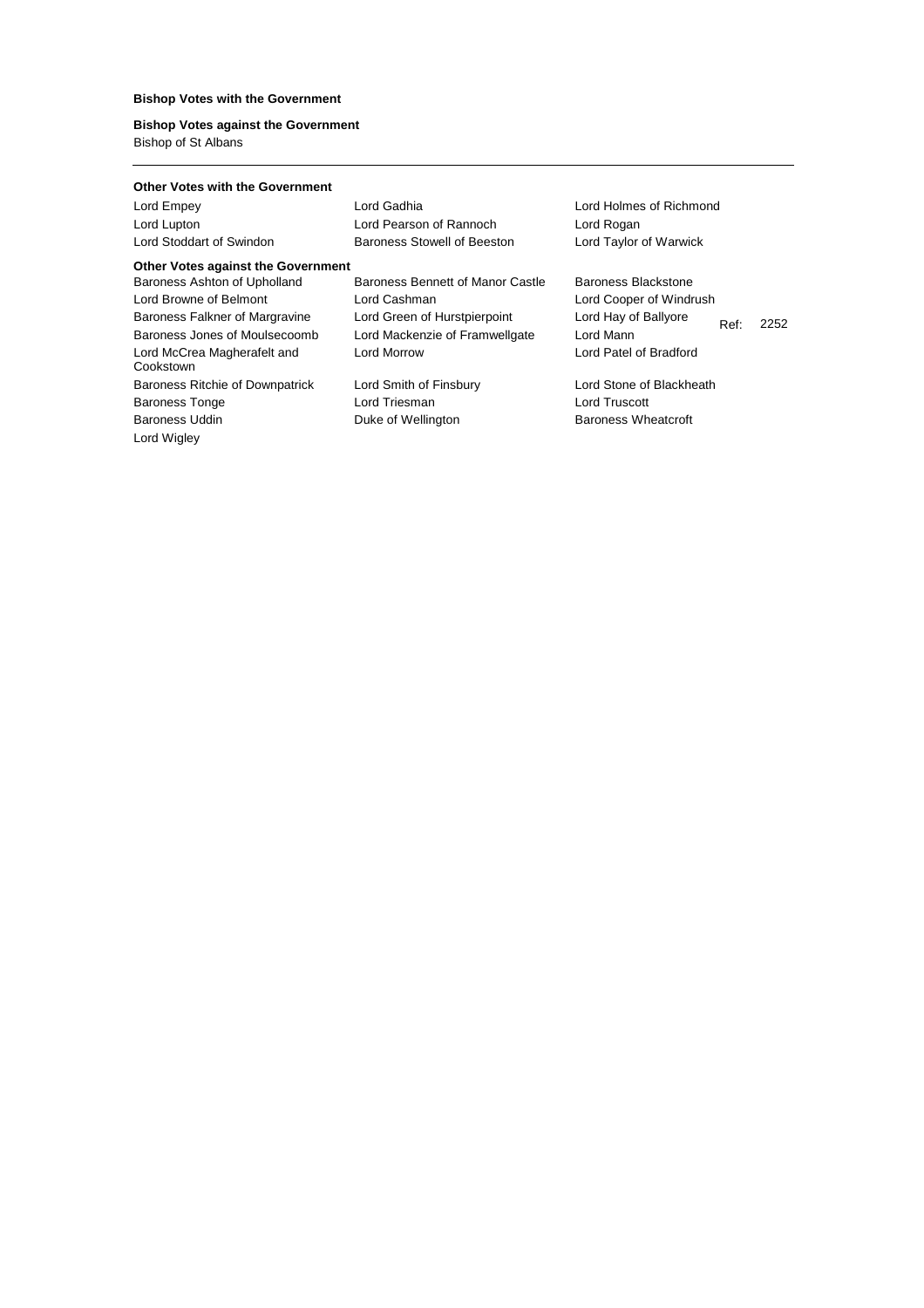**Bishop Votes with the Government**

**Bishop Votes against the Government**

Bishop of St Albans

---

**Other Votes with the Government**

| | | |
|---|---|---|
| Lord Empey | Lord Gadhia | Lord Holmes of Richmond |
| Lord Lupton | Lord Pearson of Rannoch | Lord Rogan |
| Lord Stoddart of Swindon | Baroness Stowell of Beeston | Lord Taylor of Warwick |

**Other Votes against the Government**

| | | |
|---|---|---|
| Baroness Ashton of Upholland | Baroness Bennett of Manor Castle | Baroness Blackstone |
| Lord Browne of Belmont | Lord Cashman | Lord Cooper of Windrush |
| Baroness Falkner of Margravine | Lord Green of Hurstpierpoint | Lord Hay of Ballyore |
| Baroness Jones of Moulsecoomb | Lord Mackenzie of Framwellgate | Lord Mann |
| Lord McCrea Magherafelt and Cookstown | Lord Morrow | Lord Patel of Bradford |
| Baroness Ritchie of Downpatrick | Lord Smith of Finsbury | Lord Stone of Blackheath |
| Baroness Tonge | Lord Triesman | Lord Truscott |
| Baroness Uddin | Duke of Wellington | Baroness Wheatcroft |
| Lord Wigley | | |

Ref: 2252